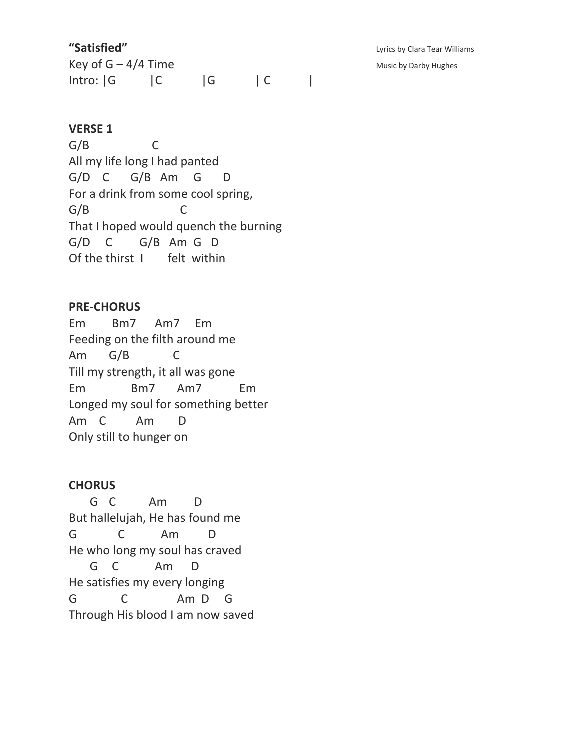**"Satisfied"**

Lyrics by Clara Tear Williams
Music by Darby Hughes

Key of G – 4/4 Time

```
Intro: |G          |C           |G           | C           |
```

**VERSE 1**

```
G/B                 C
All my life long I had panted
G/D    C      G/B   Am    G      D
For a drink from some cool spring,
G/B                       C
That I hoped would quench the burning
G/D     C       G/B   Am  G   D
Of the thirst  I       felt  within
```

**PRE-CHORUS**

```
Em        Bm7      Am7     Em
Feeding on the filth around me
Am      G/B            C
Till my strength, it all was gone
Em              Bm7       Am7           Em
Longed my soul for something better
Am    C         Am       D
Only still to hunger on
```

**CHORUS**

```
     G   C         Am        D
But hallelujah, He has found me
G           C          Am        D
He who long my soul has craved
     G    C          Am      D
He satisfies my every longing
G            C              Am  D    G
Through His blood I am now saved
```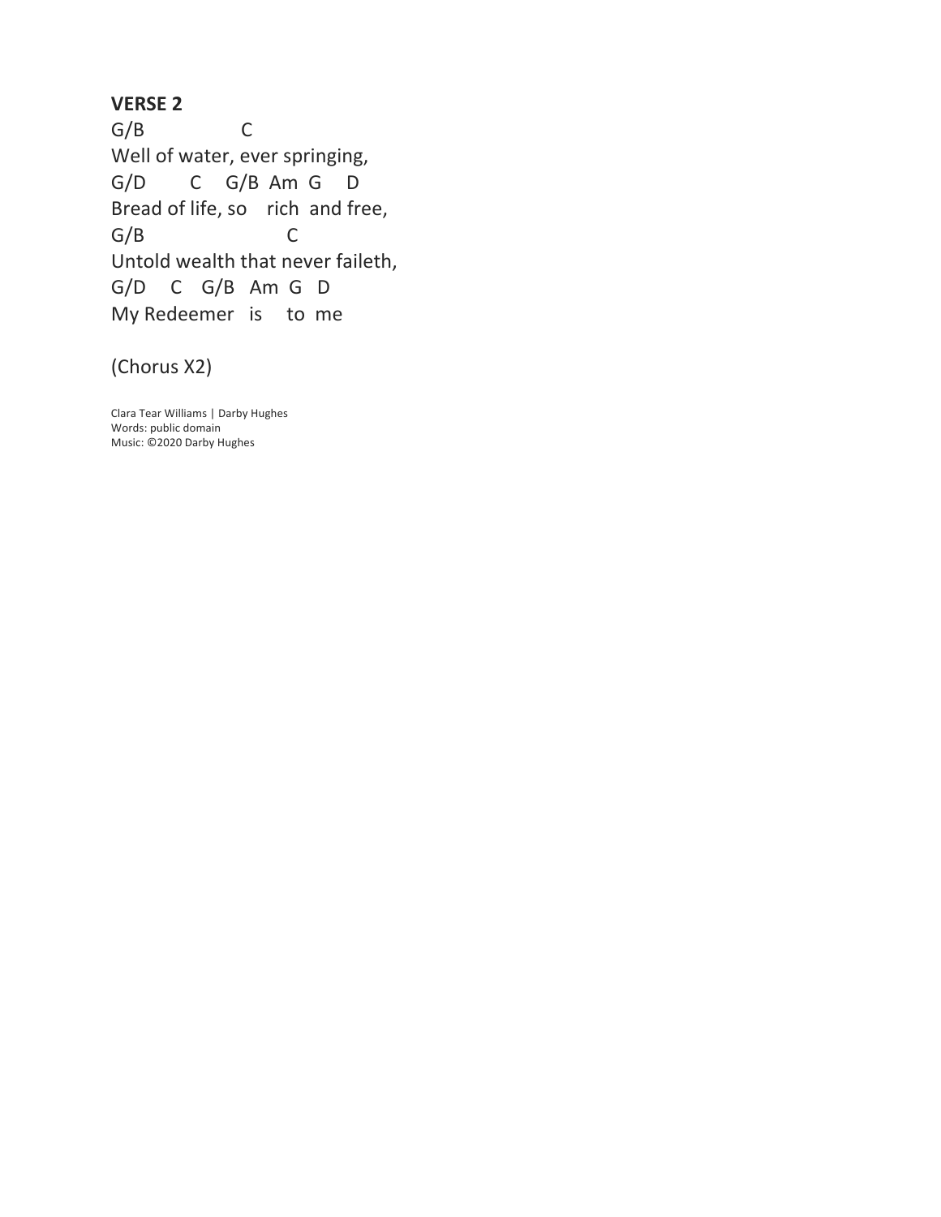**VERSE 2**

```
G/B             C
Well of water, ever springing,
G/D       C    G/B  Am  G    D
Bread of life, so    rich  and free,
G/B                       C
Untold wealth that never faileth,
G/D    C   G/B   Am  G   D
My Redeemer   is     to  me
```

(Chorus X2)

Clara Tear Williams | Darby Hughes
Words: public domain
Music: ©2020 Darby Hughes